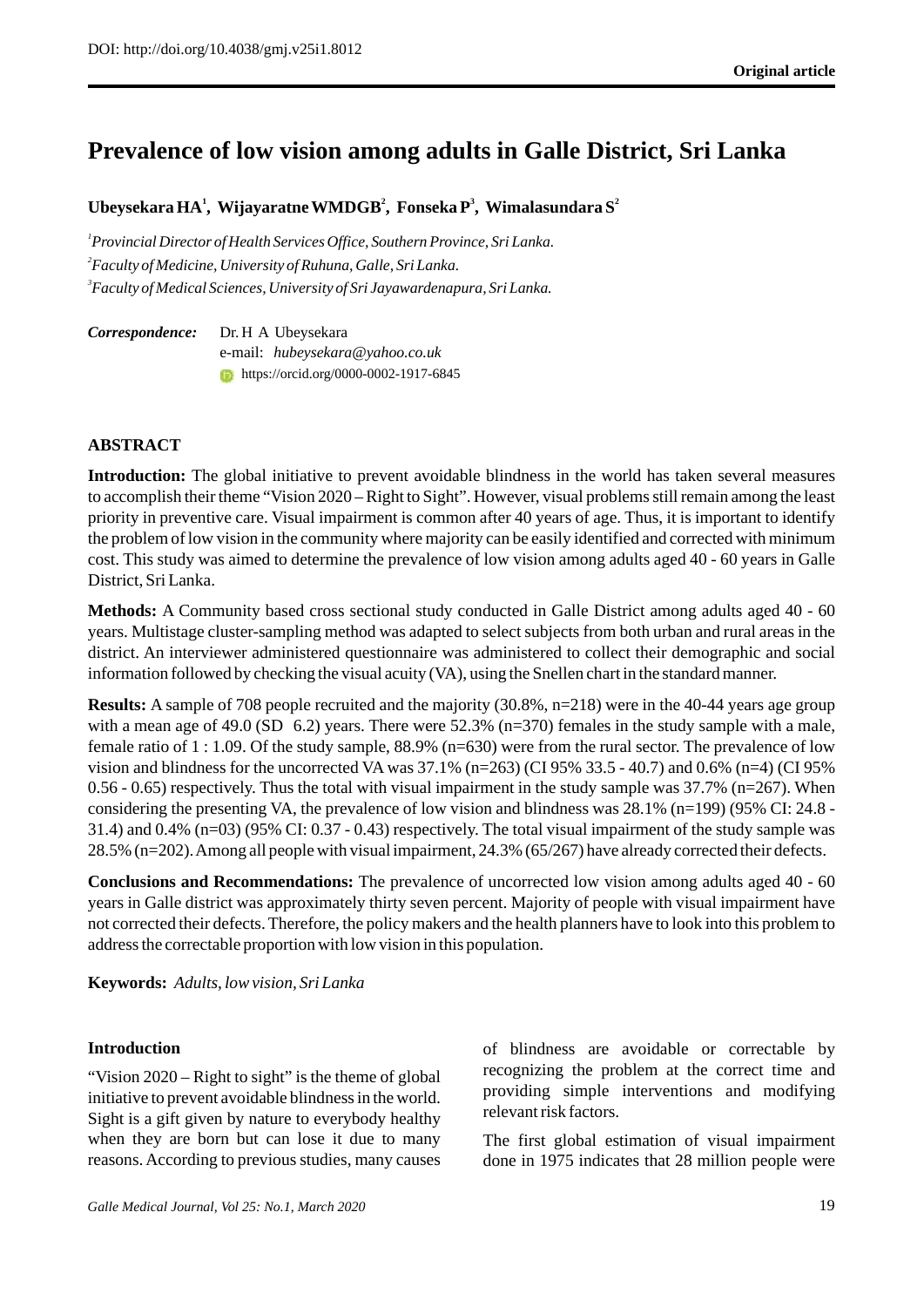DOI: http://doi.org/10.4038/gmj.v25i1.8012

**Original article**

# Prevalence of low vision among adults in Galle District, Sri Lanka

**Ubeysekara HA[1], Wijayaratne WMDGB[2], Fonseka P[3], Wimalasundara S[2]**

[1]*Provincial Director of Health Services Office, Southern Province, Sri Lanka.*

[2]*Faculty of Medicine, University of Ruhuna, Galle, Sri Lanka.*

[3]*Faculty of Medical Sciences, University of Sri Jayawardenapura, Sri Lanka.*

***Correspondence:*** Dr. H A Ubeysekara
e-mail: *hubeysekara@yahoo.co.uk*
https://orcid.org/0000-0002-1917-6845

## ABSTRACT

**Introduction:** The global initiative to prevent avoidable blindness in the world has taken several measures to accomplish their theme "Vision 2020 – Right to Sight". However, visual problems still remain among the least priority in preventive care. Visual impairment is common after 40 years of age. Thus, it is important to identify the problem of low vision in the community where majority can be easily identified and corrected with minimum cost. This study was aimed to determine the prevalence of low vision among adults aged 40 - 60 years in Galle District, Sri Lanka.

**Methods:** A Community based cross sectional study conducted in Galle District among adults aged 40 - 60 years. Multistage cluster-sampling method was adapted to select subjects from both urban and rural areas in the district. An interviewer administered questionnaire was administered to collect their demographic and social information followed by checking the visual acuity (VA), using the Snellen chart in the standard manner.

**Results:** A sample of 708 people recruited and the majority (30.8%, n=218) were in the 40-44 years age group with a mean age of 49.0 (SD 6.2) years. There were 52.3% (n=370) females in the study sample with a male, female ratio of 1 : 1.09. Of the study sample, 88.9% (n=630) were from the rural sector. The prevalence of low vision and blindness for the uncorrected VA was 37.1% (n=263) (CI 95% 33.5 - 40.7) and 0.6% (n=4) (CI 95% 0.56 - 0.65) respectively. Thus the total with visual impairment in the study sample was 37.7% (n=267). When considering the presenting VA, the prevalence of low vision and blindness was 28.1% (n=199) (95% CI: 24.8 - 31.4) and 0.4% (n=03) (95% CI: 0.37 - 0.43) respectively. The total visual impairment of the study sample was 28.5% (n=202). Among all people with visual impairment, 24.3% (65/267) have already corrected their defects.

**Conclusions and Recommendations:** The prevalence of uncorrected low vision among adults aged 40 - 60 years in Galle district was approximately thirty seven percent. Majority of people with visual impairment have not corrected their defects. Therefore, the policy makers and the health planners have to look into this problem to address the correctable proportion with low vision in this population.

**Keywords:** *Adults, low vision, Sri Lanka*

### Introduction

"Vision 2020 – Right to sight" is the theme of global initiative to prevent avoidable blindness in the world. Sight is a gift given by nature to everybody healthy when they are born but can lose it due to many reasons. According to previous studies, many causes of blindness are avoidable or correctable by recognizing the problem at the correct time and providing simple interventions and modifying relevant risk factors.

The first global estimation of visual impairment done in 1975 indicates that 28 million people were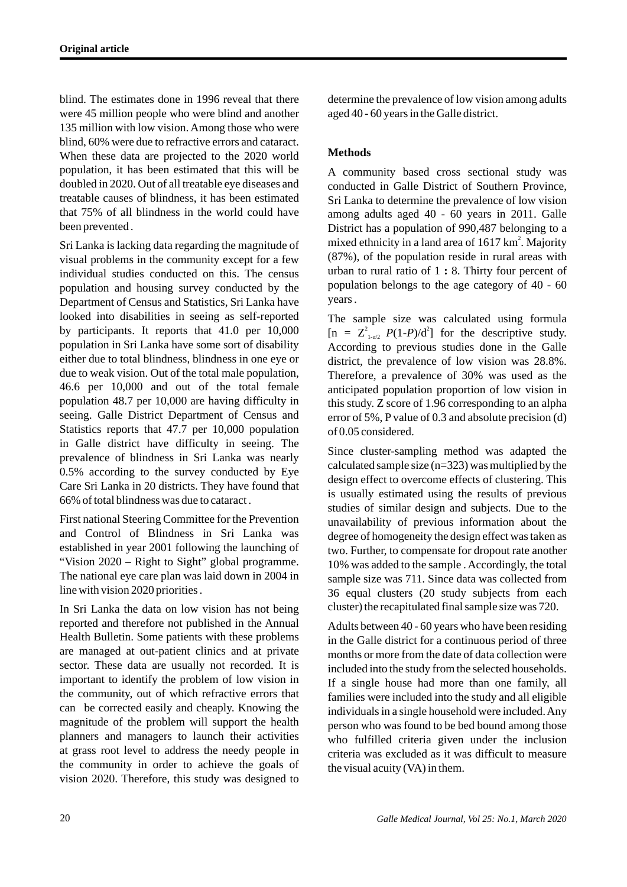blind. The estimates done in 1996 reveal that there were 45 million people who were blind and another 135 million with low vision. Among those who were blind, 60% were due to refractive errors and cataract. When these data are projected to the 2020 world population, it has been estimated that this will be doubled in 2020. Out of all treatable eye diseases and treatable causes of blindness, it has been estimated that 75% of all blindness in the world could have been prevented .

Sri Lanka is lacking data regarding the magnitude of visual problems in the community except for a few individual studies conducted on this. The census population and housing survey conducted by the Department of Census and Statistics, Sri Lanka have looked into disabilities in seeing as self-reported by participants. It reports that 41.0 per 10,000 population in Sri Lanka have some sort of disability either due to total blindness, blindness in one eye or due to weak vision. Out of the total male population, 46.6 per 10,000 and out of the total female population 48.7 per 10,000 are having difficulty in seeing. Galle District Department of Census and Statistics reports that 47.7 per 10,000 population in Galle district have difficulty in seeing. The prevalence of blindness in Sri Lanka was nearly 0.5% according to the survey conducted by Eye Care Sri Lanka in 20 districts. They have found that 66% of total blindness was due to cataract .

First national Steering Committee for the Prevention and Control of Blindness in Sri Lanka was established in year 2001 following the launching of "Vision 2020 – Right to Sight" global programme. The national eye care plan was laid down in 2004 in line with vision 2020 priorities .

In Sri Lanka the data on low vision has not being reported and therefore not published in the Annual Health Bulletin. Some patients with these problems are managed at out-patient clinics and at private sector. These data are usually not recorded. It is important to identify the problem of low vision in the community, out of which refractive errors that can be corrected easily and cheaply. Knowing the magnitude of the problem will support the health planners and managers to launch their activities at grass root level to address the needy people in the community in order to achieve the goals of vision 2020. Therefore, this study was designed to determine the prevalence of low vision among adults aged 40 - 60 years in the Galle district.

## Methods

A community based cross sectional study was conducted in Galle District of Southern Province, Sri Lanka to determine the prevalence of low vision among adults aged 40 - 60 years in 2011. Galle District has a population of 990,487 belonging to a mixed ethnicity in a land area of 1617 $km^2$. Majority (87%), of the population reside in rural areas with urban to rural ratio of 1 **:** 8. Thirty four percent of population belongs to the age category of 40 - 60 years .

The sample size was calculated using formula [$n = Z^2_{1-\alpha/2}\ P(1-P)/d^2$] for the descriptive study. According to previous studies done in the Galle district, the prevalence of low vision was 28.8%. Therefore, a prevalence of 30% was used as the anticipated population proportion of low vision in this study. Z score of 1.96 corresponding to an alpha error of 5%, P value of 0.3 and absolute precision (d) of 0.05 considered.

Since cluster-sampling method was adapted the calculated sample size (n=323) was multiplied by the design effect to overcome effects of clustering. This is usually estimated using the results of previous studies of similar design and subjects. Due to the unavailability of previous information about the degree of homogeneity the design effect was taken as two. Further, to compensate for dropout rate another 10% was added to the sample . Accordingly, the total sample size was 711. Since data was collected from 36 equal clusters (20 study subjects from each cluster) the recapitulated final sample size was 720.

Adults between 40 - 60 years who have been residing in the Galle district for a continuous period of three months or more from the date of data collection were included into the study from the selected households. If a single house had more than one family, all families were included into the study and all eligible individuals in a single household were included. Any person who was found to be bed bound among those who fulfilled criteria given under the inclusion criteria was excluded as it was difficult to measure the visual acuity (VA) in them.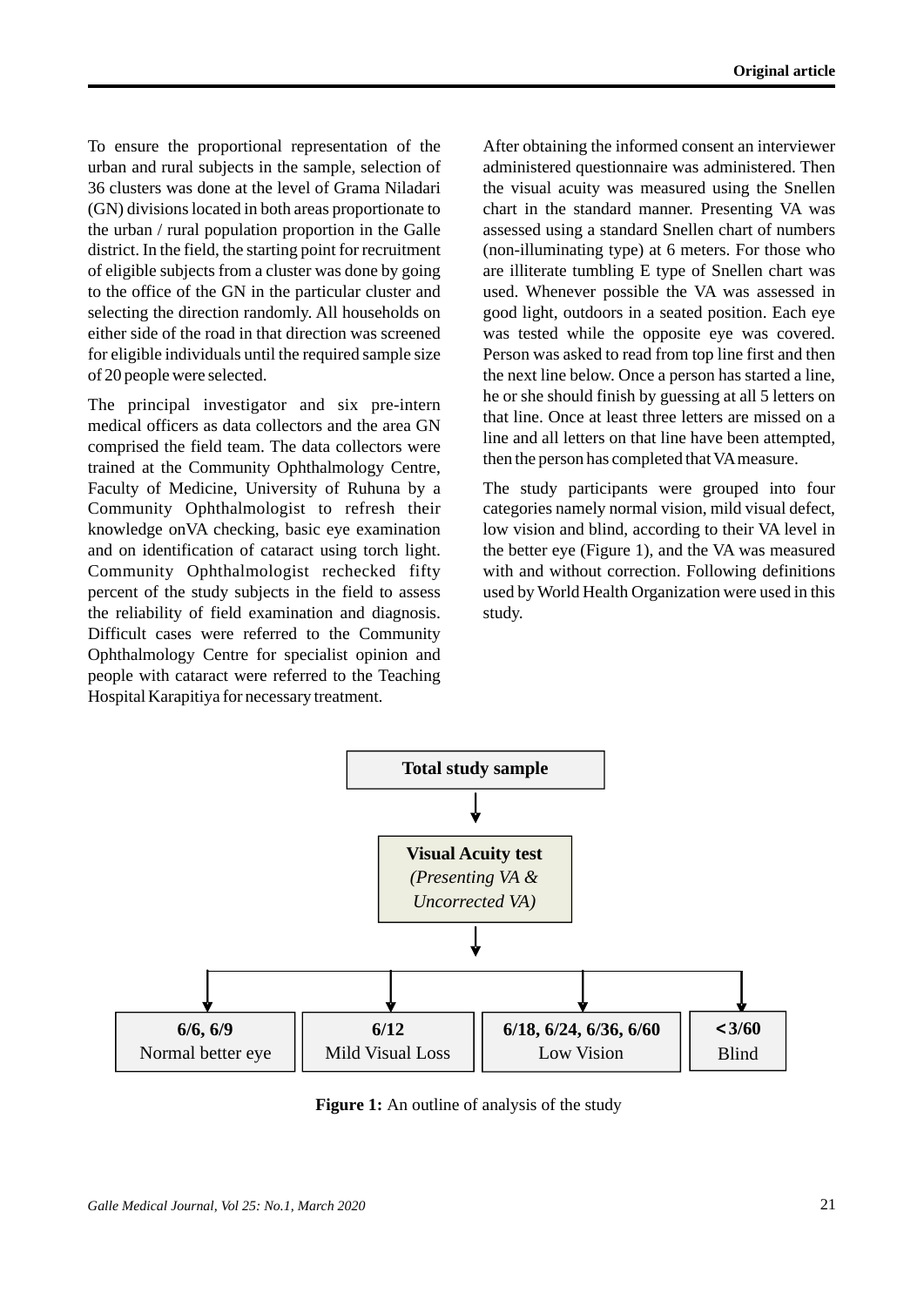To ensure the proportional representation of the urban and rural subjects in the sample, selection of 36 clusters was done at the level of Grama Niladari (GN) divisions located in both areas proportionate to the urban / rural population proportion in the Galle district. In the field, the starting point for recruitment of eligible subjects from a cluster was done by going to the office of the GN in the particular cluster and selecting the direction randomly. All households on either side of the road in that direction was screened for eligible individuals until the required sample size of 20 people were selected.

The principal investigator and six pre-intern medical officers as data collectors and the area GN comprised the field team. The data collectors were trained at the Community Ophthalmology Centre, Faculty of Medicine, University of Ruhuna by a Community Ophthalmologist to refresh their knowledge onVA checking, basic eye examination and on identification of cataract using torch light. Community Ophthalmologist rechecked fifty percent of the study subjects in the field to assess the reliability of field examination and diagnosis. Difficult cases were referred to the Community Ophthalmology Centre for specialist opinion and people with cataract were referred to the Teaching Hospital Karapitiya for necessary treatment.

After obtaining the informed consent an interviewer administered questionnaire was administered. Then the visual acuity was measured using the Snellen chart in the standard manner. Presenting VA was assessed using a standard Snellen chart of numbers (non-illuminating type) at 6 meters. For those who are illiterate tumbling E type of Snellen chart was used. Whenever possible the VA was assessed in good light, outdoors in a seated position. Each eye was tested while the opposite eye was covered. Person was asked to read from top line first and then the next line below. Once a person has started a line, he or she should finish by guessing at all 5 letters on that line. Once at least three letters are missed on a line and all letters on that line have been attempted, then the person has completed that VA measure.

The study participants were grouped into four categories namely normal vision, mild visual defect, low vision and blind, according to their VA level in the better eye (Figure 1), and the VA was measured with and without correction. Following definitions used by World Health Organization were used in this study.

**Total study sample**

↓

**Visual Acuity test**
*(Presenting VA & Uncorrected VA)*

↓

| **6/6, 6/9** Normal better eye | **6/12** Mild Visual Loss | **6/18, 6/24, 6/36, 6/60** Low Vision | **< 3/60** Blind |
|---|---|---|---|

**Figure 1:** An outline of analysis of the study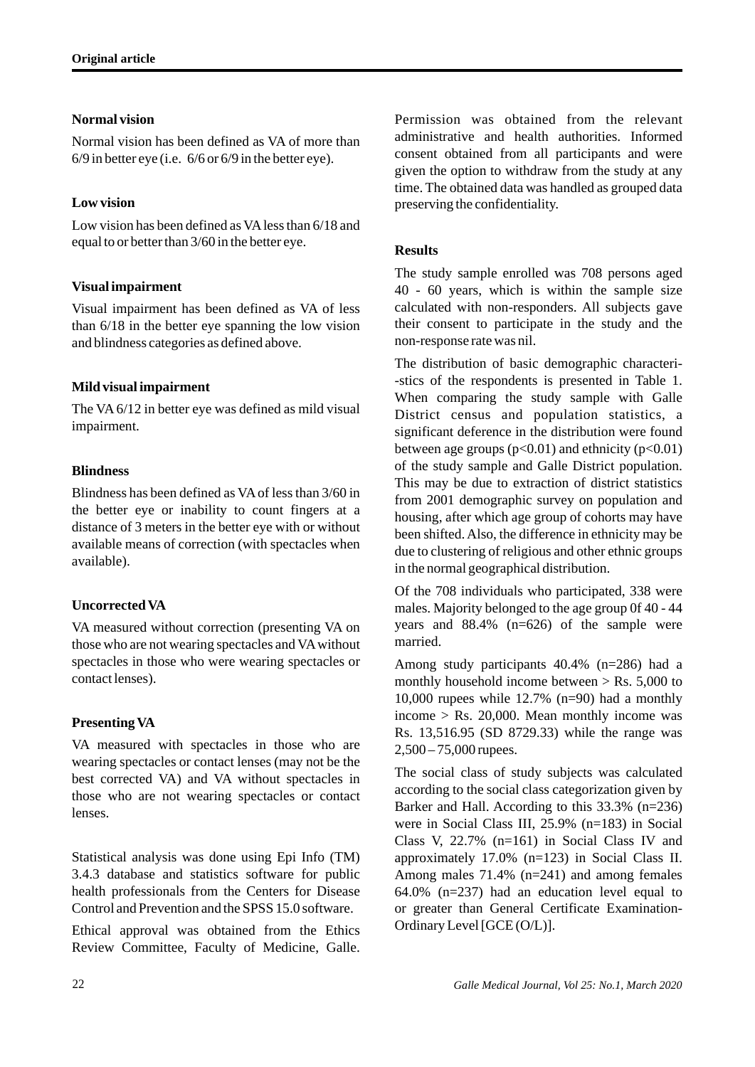### Normal vision

Normal vision has been defined as VA of more than 6/9 in better eye (i.e. 6/6 or 6/9 in the better eye).

### Low vision

Low vision has been defined as VA less than 6/18 and equal to or better than 3/60 in the better eye.

### Visual impairment

Visual impairment has been defined as VA of less than 6/18 in the better eye spanning the low vision and blindness categories as defined above.

### Mild visual impairment

The VA 6/12 in better eye was defined as mild visual impairment.

### Blindness

Blindness has been defined as VA of less than 3/60 in the better eye or inability to count fingers at a distance of 3 meters in the better eye with or without available means of correction (with spectacles when available).

### Uncorrected VA

VA measured without correction (presenting VA on those who are not wearing spectacles and VA without spectacles in those who were wearing spectacles or contact lenses).

### Presenting VA

VA measured with spectacles in those who are wearing spectacles or contact lenses (may not be the best corrected VA) and VA without spectacles in those who are not wearing spectacles or contact lenses.

Statistical analysis was done using Epi Info (TM) 3.4.3 database and statistics software for public health professionals from the Centers for Disease Control and Prevention and the SPSS 15.0 software.

Ethical approval was obtained from the Ethics Review Committee, Faculty of Medicine, Galle. Permission was obtained from the relevant administrative and health authorities. Informed consent obtained from all participants and were given the option to withdraw from the study at any time. The obtained data was handled as grouped data preserving the confidentiality.

## Results

The study sample enrolled was 708 persons aged 40 - 60 years, which is within the sample size calculated with non-responders. All subjects gave their consent to participate in the study and the non-response rate was nil.

The distribution of basic demographic characteri--stics of the respondents is presented in Table 1. When comparing the study sample with Galle District census and population statistics, a significant deference in the distribution were found between age groups ($p<0.01$) and ethnicity ($p<0.01$) of the study sample and Galle District population. This may be due to extraction of district statistics from 2001 demographic survey on population and housing, after which age group of cohorts may have been shifted. Also, the difference in ethnicity may be due to clustering of religious and other ethnic groups in the normal geographical distribution.

Of the 708 individuals who participated, 338 were males. Majority belonged to the age group 0f 40 - 44 years and 88.4% (n=626) of the sample were married.

Among study participants 40.4% (n=286) had a monthly household income between > Rs. 5,000 to 10,000 rupees while 12.7% (n=90) had a monthly income > Rs. 20,000. Mean monthly income was Rs. 13,516.95 (SD 8729.33) while the range was 2,500 – 75,000 rupees.

The social class of study subjects was calculated according to the social class categorization given by Barker and Hall. According to this 33.3% (n=236) were in Social Class III, 25.9% (n=183) in Social Class V, 22.7% (n=161) in Social Class IV and approximately 17.0% (n=123) in Social Class II. Among males 71.4% (n=241) and among females 64.0% (n=237) had an education level equal to or greater than General Certificate Examination-Ordinary Level [GCE (O/L)].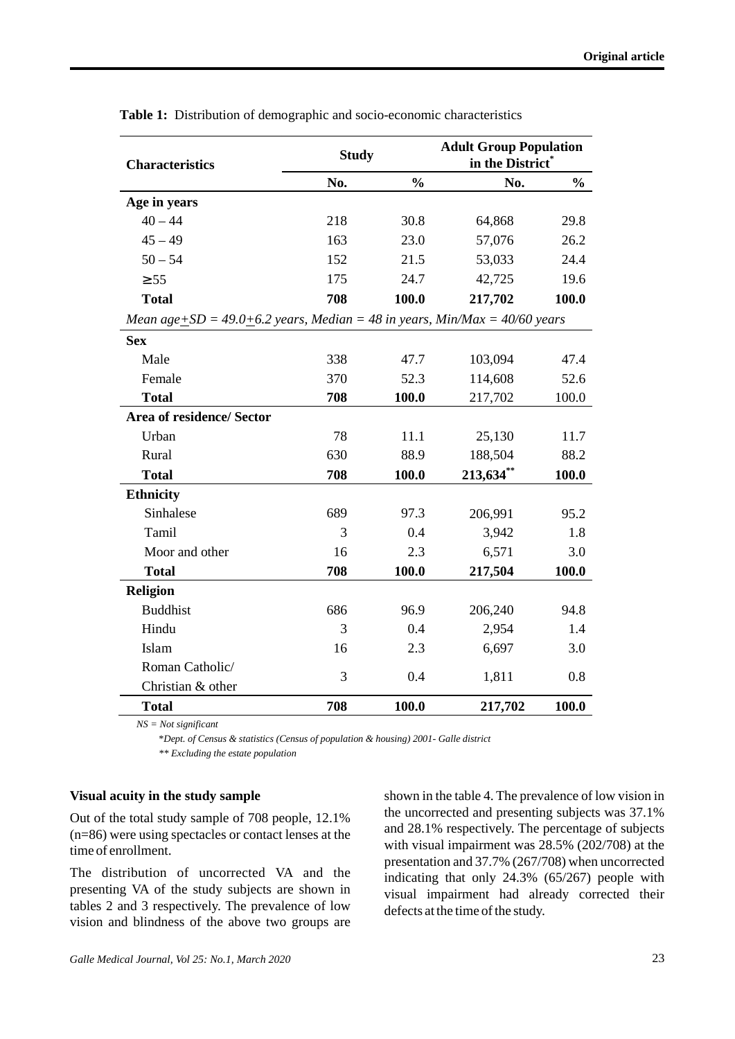**Table 1:** Distribution of demographic and socio-economic characteristics

| Characteristics | Study | | Adult Group Population in the District* | |
|---|---|---|---|---|
| | No. | % | No. | % |
| **Age in years** | | | | |
| 40 – 44 | 218 | 30.8 | 64,868 | 29.8 |
| 45 – 49 | 163 | 23.0 | 57,076 | 26.2 |
| 50 – 54 | 152 | 21.5 | 53,033 | 24.4 |
| ≥55 | 175 | 24.7 | 42,725 | 19.6 |
| **Total** | **708** | **100.0** | **217,702** | **100.0** |
| *Mean age±SD = 49.0±6.2 years, Median = 48 in years, Min/Max = 40/60 years* | | | | |
| **Sex** | | | | |
| Male | 338 | 47.7 | 103,094 | 47.4 |
| Female | 370 | 52.3 | 114,608 | 52.6 |
| **Total** | **708** | **100.0** | 217,702 | 100.0 |
| **Area of residence/ Sector** | | | | |
| Urban | 78 | 11.1 | 25,130 | 11.7 |
| Rural | 630 | 88.9 | 188,504 | 88.2 |
| **Total** | **708** | **100.0** | **213,634****| **100.0** |
| **Ethnicity** | | | | |
| Sinhalese | 689 | 97.3 | 206,991 | 95.2 |
| Tamil | 3 | 0.4 | 3,942 | 1.8 |
| Moor and other | 16 | 2.3 | 6,571 | 3.0 |
| **Total** | **708** | **100.0** | **217,504** | **100.0** |
| **Religion** | | | | |
| Buddhist | 686 | 96.9 | 206,240 | 94.8 |
| Hindu | 3 | 0.4 | 2,954 | 1.4 |
| Islam | 16 | 2.3 | 6,697 | 3.0 |
| Roman Catholic/ Christian & other | 3 | 0.4 | 1,811 | 0.8 |
| **Total** | **708** | **100.0** | **217,702** | **100.0** |

*NS = Not significant*

*\*Dept. of Census & statistics (Census of population & housing) 2001- Galle district*

*\*\* Excluding the estate population*

**Visual acuity in the study sample**

Out of the total study sample of 708 people, 12.1% (n=86) were using spectacles or contact lenses at the time of enrollment.

The distribution of uncorrected VA and the presenting VA of the study subjects are shown in tables 2 and 3 respectively. The prevalence of low vision and blindness of the above two groups are shown in the table 4. The prevalence of low vision in the uncorrected and presenting subjects was 37.1% and 28.1% respectively. The percentage of subjects with visual impairment was 28.5% (202/708) at the presentation and 37.7% (267/708) when uncorrected indicating that only 24.3% (65/267) people with visual impairment had already corrected their defects at the time of the study.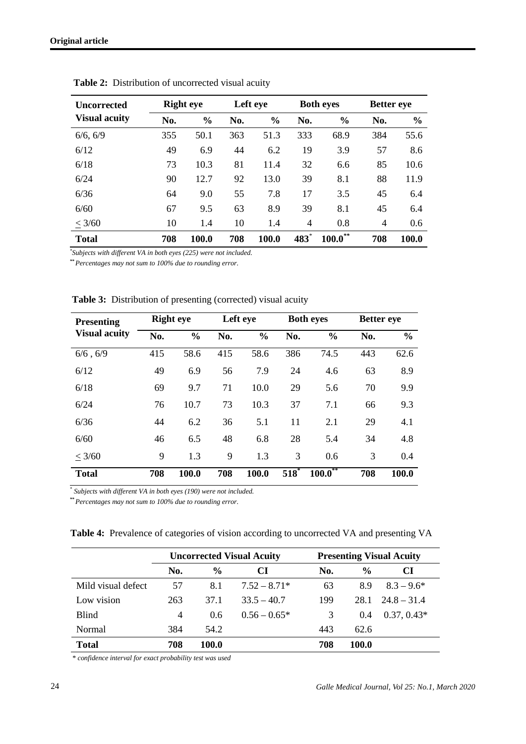**Table 2:** Distribution of uncorrected visual acuity

| Uncorrected Visual acuity | Right eye | | Left eye | | Both eyes | | Better eye | |
|---|---|---|---|---|---|---|---|---|
| | No. | % | No. | % | No. | % | No. | % |
| 6/6, 6/9 | 355 | 50.1 | 363 | 51.3 | 333 | 68.9 | 384 | 55.6 |
| 6/12 | 49 | 6.9 | 44 | 6.2 | 19 | 3.9 | 57 | 8.6 |
| 6/18 | 73 | 10.3 | 81 | 11.4 | 32 | 6.6 | 85 | 10.6 |
| 6/24 | 90 | 12.7 | 92 | 13.0 | 39 | 8.1 | 88 | 11.9 |
| 6/36 | 64 | 9.0 | 55 | 7.8 | 17 | 3.5 | 45 | 6.4 |
| 6/60 | 67 | 9.5 | 63 | 8.9 | 39 | 8.1 | 45 | 6.4 |
| ≤ 3/60 | 10 | 1.4 | 10 | 1.4 | 4 | 0.8 | 4 | 0.6 |
| **Total** | **708** | **100.0** | **708** | **100.0** | **483*** | **100.0**** | **708** | **100.0** |

*\*Subjects with different VA in both eyes (225) were not included.*

*\*\* Percentages may not sum to 100% due to rounding error.*

**Table 3:** Distribution of presenting (corrected) visual acuity

| Presenting Visual acuity | Right eye | | Left eye | | Both eyes | | Better eye | |
|---|---|---|---|---|---|---|---|---|
| | No. | % | No. | % | No. | % | No. | % |
| 6/6 , 6/9 | 415 | 58.6 | 415 | 58.6 | 386 | 74.5 | 443 | 62.6 |
| 6/12 | 49 | 6.9 | 56 | 7.9 | 24 | 4.6 | 63 | 8.9 |
| 6/18 | 69 | 9.7 | 71 | 10.0 | 29 | 5.6 | 70 | 9.9 |
| 6/24 | 76 | 10.7 | 73 | 10.3 | 37 | 7.1 | 66 | 9.3 |
| 6/36 | 44 | 6.2 | 36 | 5.1 | 11 | 2.1 | 29 | 4.1 |
| 6/60 | 46 | 6.5 | 48 | 6.8 | 28 | 5.4 | 34 | 4.8 |
| ≤ 3/60 | 9 | 1.3 | 9 | 1.3 | 3 | 0.6 | 3 | 0.4 |
| **Total** | **708** | **100.0** | **708** | **100.0** | **518*** | **100.0**** | **708** | **100.0** |

*\* Subjects with different VA in both eyes (190) were not included.*

*\*\* Percentages may not sum to 100% due to rounding error.*

**Table 4:** Prevalence of categories of vision according to uncorrected VA and presenting VA

| | Uncorrected Visual Acuity | | | Presenting Visual Acuity | | |
|---|---|---|---|---|---|---|
| | No. | % | CI | No. | % | CI |
| Mild visual defect | 57 | 8.1 | 7.52 – 8.71* | 63 | 8.9 | 8.3 – 9.6* |
| Low vision | 263 | 37.1 | 33.5 – 40.7 | 199 | 28.1 | 24.8 – 31.4 |
| Blind | 4 | 0.6 | 0.56 – 0.65* | 3 | 0.4 | 0.37, 0.43* |
| Normal | 384 | 54.2 | | 443 | 62.6 | |
| **Total** | **708** | **100.0** | | **708** | **100.0** | |

*\* confidence interval for exact probability test was used*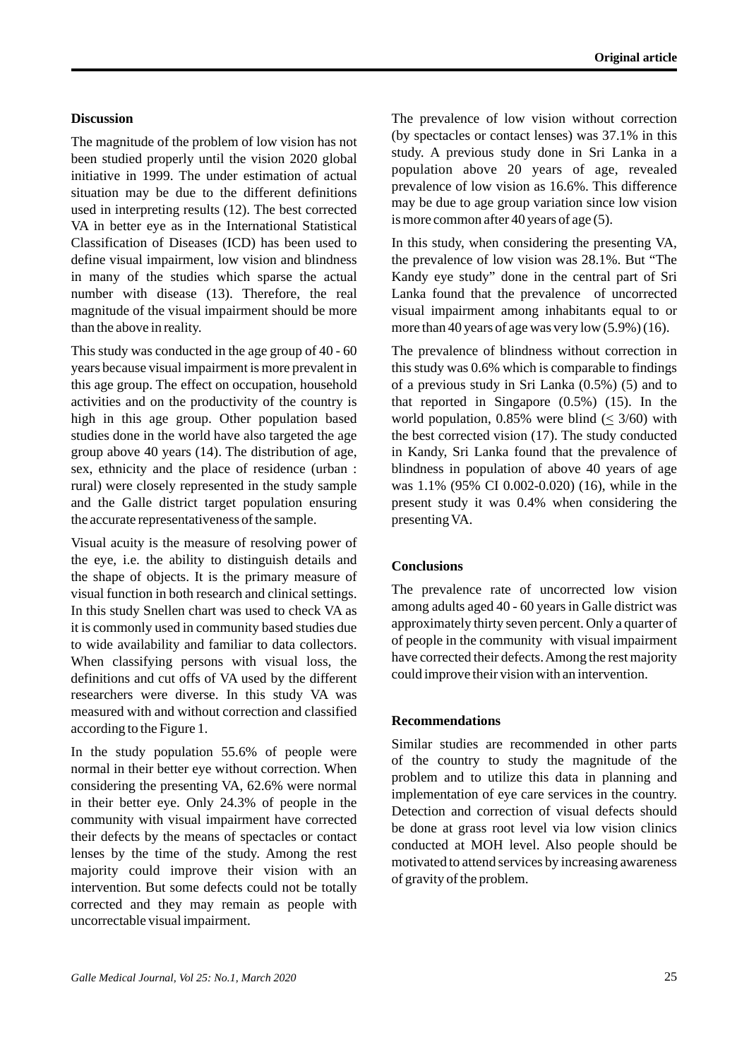## Discussion

The magnitude of the problem of low vision has not been studied properly until the vision 2020 global initiative in 1999. The under estimation of actual situation may be due to the different definitions used in interpreting results (12). The best corrected VA in better eye as in the International Statistical Classification of Diseases (ICD) has been used to define visual impairment, low vision and blindness in many of the studies which sparse the actual number with disease (13). Therefore, the real magnitude of the visual impairment should be more than the above in reality.

This study was conducted in the age group of 40 - 60 years because visual impairment is more prevalent in this age group. The effect on occupation, household activities and on the productivity of the country is high in this age group. Other population based studies done in the world have also targeted the age group above 40 years (14). The distribution of age, sex, ethnicity and the place of residence (urban : rural) were closely represented in the study sample and the Galle district target population ensuring the accurate representativeness of the sample.

Visual acuity is the measure of resolving power of the eye, i.e. the ability to distinguish details and the shape of objects. It is the primary measure of visual function in both research and clinical settings. In this study Snellen chart was used to check VA as it is commonly used in community based studies due to wide availability and familiar to data collectors. When classifying persons with visual loss, the definitions and cut offs of VA used by the different researchers were diverse. In this study VA was measured with and without correction and classified according to the Figure 1.

In the study population 55.6% of people were normal in their better eye without correction. When considering the presenting VA, 62.6% were normal in their better eye. Only 24.3% of people in the community with visual impairment have corrected their defects by the means of spectacles or contact lenses by the time of the study. Among the rest majority could improve their vision with an intervention. But some defects could not be totally corrected and they may remain as people with uncorrectable visual impairment.

The prevalence of low vision without correction (by spectacles or contact lenses) was 37.1% in this study. A previous study done in Sri Lanka in a population above 20 years of age, revealed prevalence of low vision as 16.6%. This difference may be due to age group variation since low vision is more common after 40 years of age (5).

In this study, when considering the presenting VA, the prevalence of low vision was 28.1%. But "The Kandy eye study" done in the central part of Sri Lanka found that the prevalence of uncorrected visual impairment among inhabitants equal to or more than 40 years of age was very low (5.9%) (16).

The prevalence of blindness without correction in this study was 0.6% which is comparable to findings of a previous study in Sri Lanka (0.5%) (5) and to that reported in Singapore (0.5%) (15). In the world population, 0.85% were blind ($\leq$ 3/60) with the best corrected vision (17). The study conducted in Kandy, Sri Lanka found that the prevalence of blindness in population of above 40 years of age was 1.1% (95% CI 0.002-0.020) (16), while in the present study it was 0.4% when considering the presenting VA.

## Conclusions

The prevalence rate of uncorrected low vision among adults aged 40 - 60 years in Galle district was approximately thirty seven percent. Only a quarter of of people in the community with visual impairment have corrected their defects. Among the rest majority could improve their vision with an intervention.

## Recommendations

Similar studies are recommended in other parts of the country to study the magnitude of the problem and to utilize this data in planning and implementation of eye care services in the country. Detection and correction of visual defects should be done at grass root level via low vision clinics conducted at MOH level. Also people should be motivated to attend services by increasing awareness of gravity of the problem.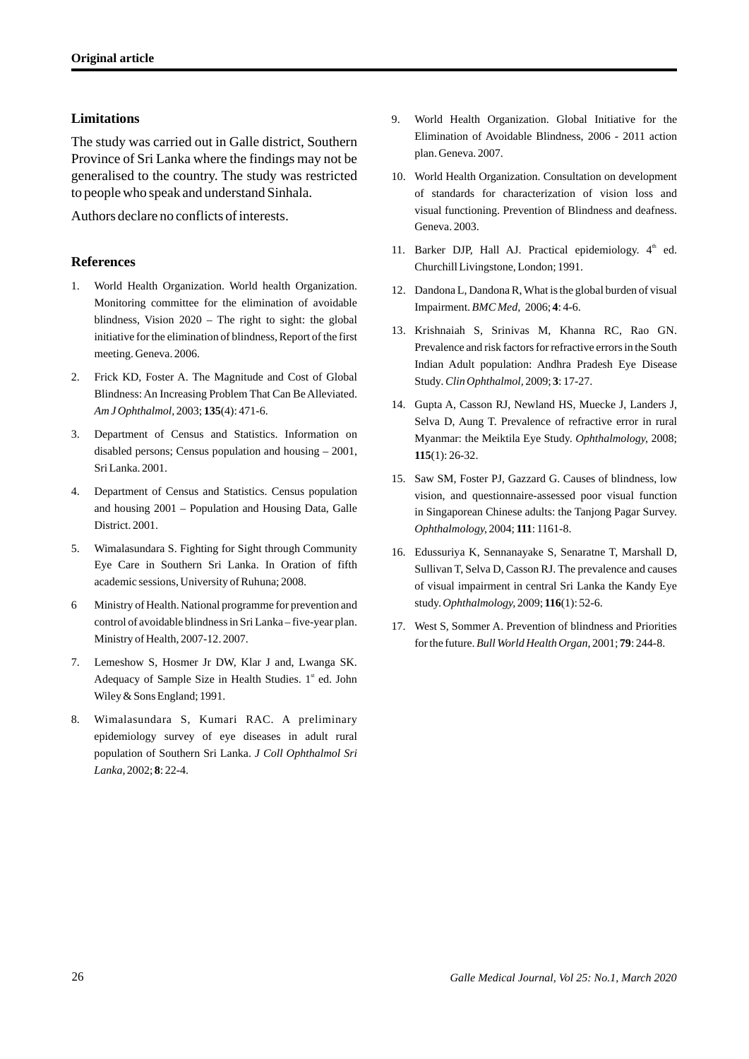## Limitations

The study was carried out in Galle district, Southern Province of Sri Lanka where the findings may not be generalised to the country. The study was restricted to people who speak and understand Sinhala.

Authors declare no conflicts of interests.

## References

1. World Health Organization. World health Organization. Monitoring committee for the elimination of avoidable blindness, Vision 2020 – The right to sight: the global initiative for the elimination of blindness, Report of the first meeting. Geneva. 2006.
2. Frick KD, Foster A. The Magnitude and Cost of Global Blindness: An Increasing Problem That Can Be Alleviated. *Am J Ophthalmol,* 2003; **135**(4): 471-6.
3. Department of Census and Statistics. Information on disabled persons; Census population and housing – 2001, Sri Lanka. 2001.
4. Department of Census and Statistics. Census population and housing 2001 – Population and Housing Data, Galle District. 2001.
5. Wimalasundara S. Fighting for Sight through Community Eye Care in Southern Sri Lanka. In Oration of fifth academic sessions, University of Ruhuna; 2008.
6. Ministry of Health. National programme for prevention and control of avoidable blindness in Sri Lanka – five-year plan. Ministry of Health, 2007-12. 2007.
7. Lemeshow S, Hosmer Jr DW, Klar J and, Lwanga SK. Adequacy of Sample Size in Health Studies. 1st ed. John Wiley & Sons England; 1991.
8. Wimalasundara S, Kumari RAC. A preliminary epidemiology survey of eye diseases in adult rural population of Southern Sri Lanka. *J Coll Ophthalmol Sri Lanka,* 2002; **8**: 22-4.
9. World Health Organization. Global Initiative for the Elimination of Avoidable Blindness, 2006 - 2011 action plan. Geneva. 2007.
10. World Health Organization. Consultation on development of standards for characterization of vision loss and visual functioning. Prevention of Blindness and deafness. Geneva. 2003.
11. Barker DJP, Hall AJ. Practical epidemiology. 4th ed. Churchill Livingstone, London; 1991.
12. Dandona L, Dandona R, What is the global burden of visual Impairment. *BMC Med,* 2006; **4**: 4-6.
13. Krishnaiah S, Srinivas M, Khanna RC, Rao GN. Prevalence and risk factors for refractive errors in the South Indian Adult population: Andhra Pradesh Eye Disease Study. *Clin Ophthalmol,* 2009; **3**: 17-27.
14. Gupta A, Casson RJ, Newland HS, Muecke J, Landers J, Selva D, Aung T. Prevalence of refractive error in rural Myanmar: the Meiktila Eye Study. *Ophthalmology,* 2008; **115**(1): 26-32.
15. Saw SM, Foster PJ, Gazzard G. Causes of blindness, low vision, and questionnaire-assessed poor visual function in Singaporean Chinese adults: the Tanjong Pagar Survey. *Ophthalmology,* 2004; **111**: 1161-8.
16. Edussuriya K, Sennanayake S, Senaratne T, Marshall D, Sullivan T, Selva D, Casson RJ. The prevalence and causes of visual impairment in central Sri Lanka the Kandy Eye study. *Ophthalmology,* 2009; **116**(1): 52-6.
17. West S, Sommer A. Prevention of blindness and Priorities for the future. *Bull World Health Organ,* 2001; **79**: 244-8.